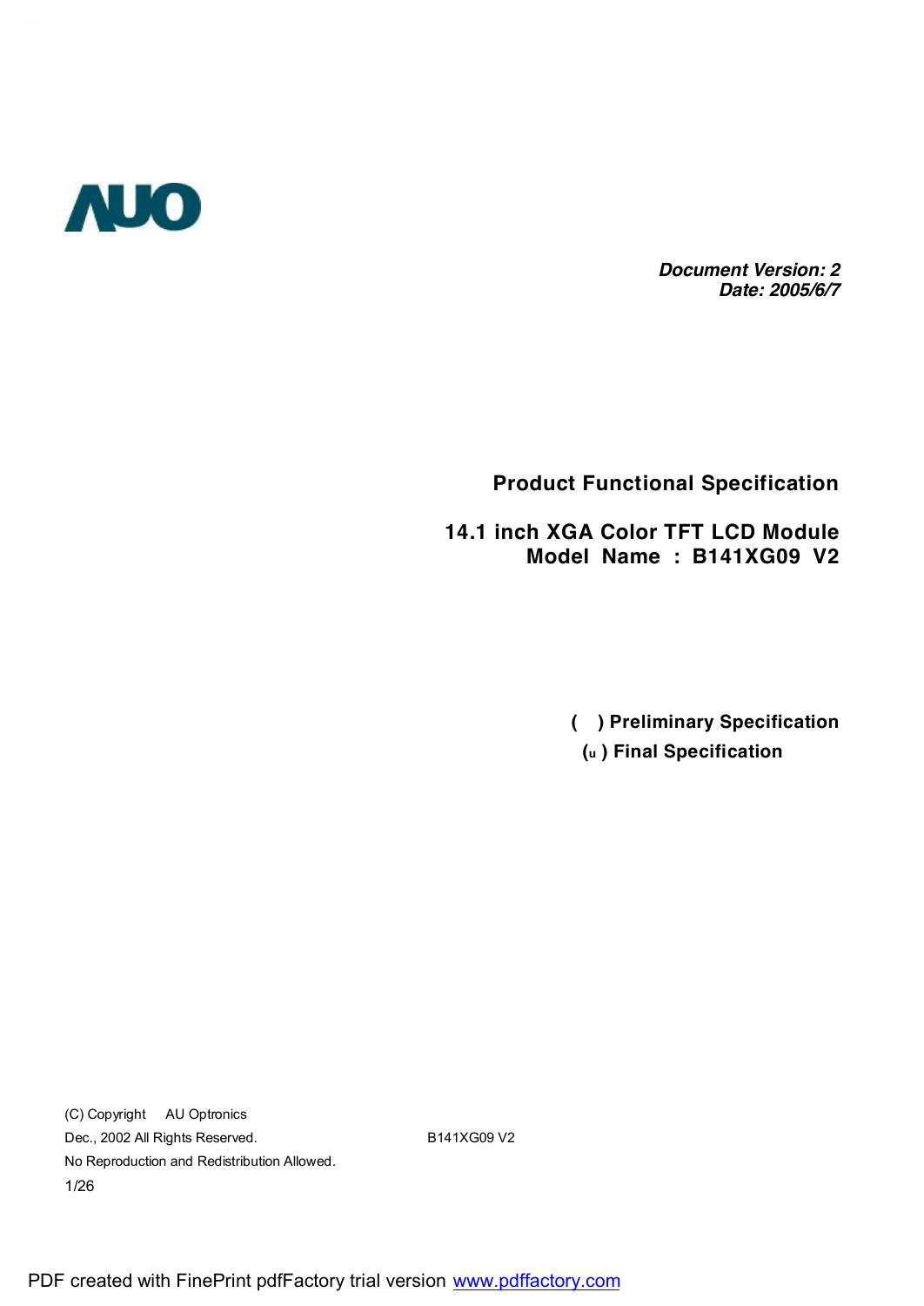AUO

***Document Version: 2***
***Date: 2005/6/7***

## Product Functional Specification

## 14.1 inch XGA Color TFT LCD Module
## Model Name : B141XG09 V2

**( ) Preliminary Specification**

**(u ) Final Specification**

(C) Copyright AU Optronics
Dec., 2002 All Rights Reserved.
No Reproduction and Redistribution Allowed.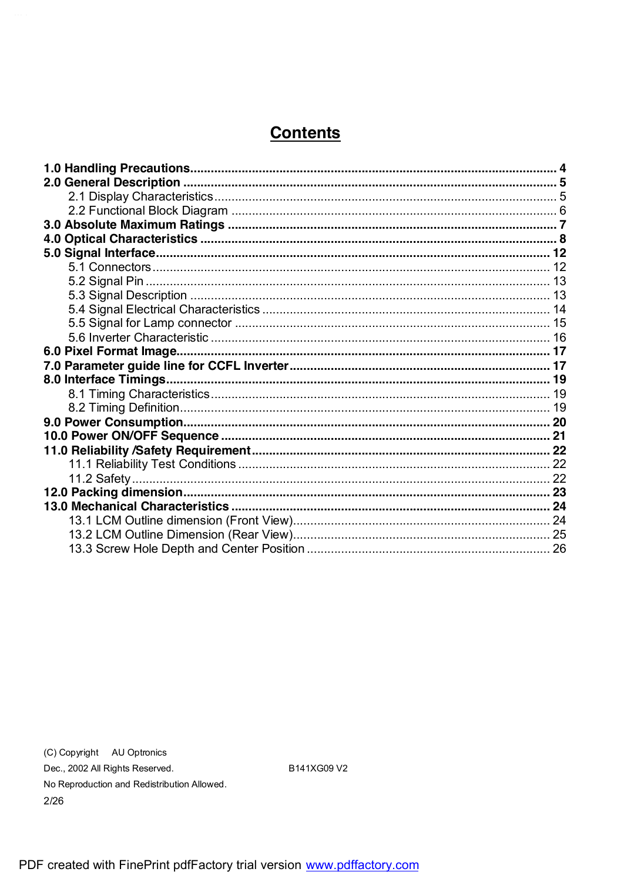# Contents

**1.0 Handling Precautions** .......... **4**
**2.0 General Description** .......... **5**
  2.1 Display Characteristics .......... 5
  2.2 Functional Block Diagram .......... 6
**3.0 Absolute Maximum Ratings** .......... **7**
**4.0 Optical Characteristics** .......... **8**
**5.0 Signal Interface** .......... **12**
  5.1 Connectors .......... 12
  5.2 Signal Pin .......... 13
  5.3 Signal Description .......... 13
  5.4 Signal Electrical Characteristics .......... 14
  5.5 Signal for Lamp connector .......... 15
  5.6 Inverter Characteristic .......... 16
**6.0 Pixel Format Image** .......... **17**
**7.0 Parameter guide line for CCFL Inverter** .......... **17**
**8.0 Interface Timings** .......... **19**
  8.1 Timing Characteristics .......... 19
  8.2 Timing Definition .......... 19
**9.0 Power Consumption** .......... **20**
**10.0 Power ON/OFF Sequence** .......... **21**
**11.0 Reliability /Safety Requirement** .......... **22**
  11.1 Reliability Test Conditions .......... 22
  11.2 Safety .......... 22
**12.0 Packing dimension** .......... **23**
**13.0 Mechanical Characteristics** .......... **24**
  13.1 LCM Outline dimension (Front View) .......... 24
  13.2 LCM Outline Dimension (Rear View) .......... 25
  13.3 Screw Hole Depth and Center Position .......... 26

(C) Copyright AU Optronics
Dec., 2002 All Rights Reserved. B141XG09 V2
No Reproduction and Redistribution Allowed.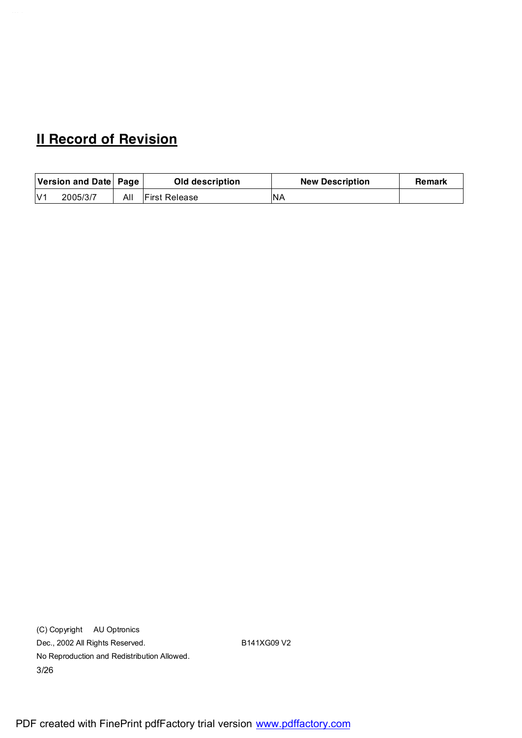## II Record of Revision

| Version and Date | Page | Old description | New Description | Remark |
|---|---|---|---|---|
| V1 2005/3/7 | All | First Release | NA | |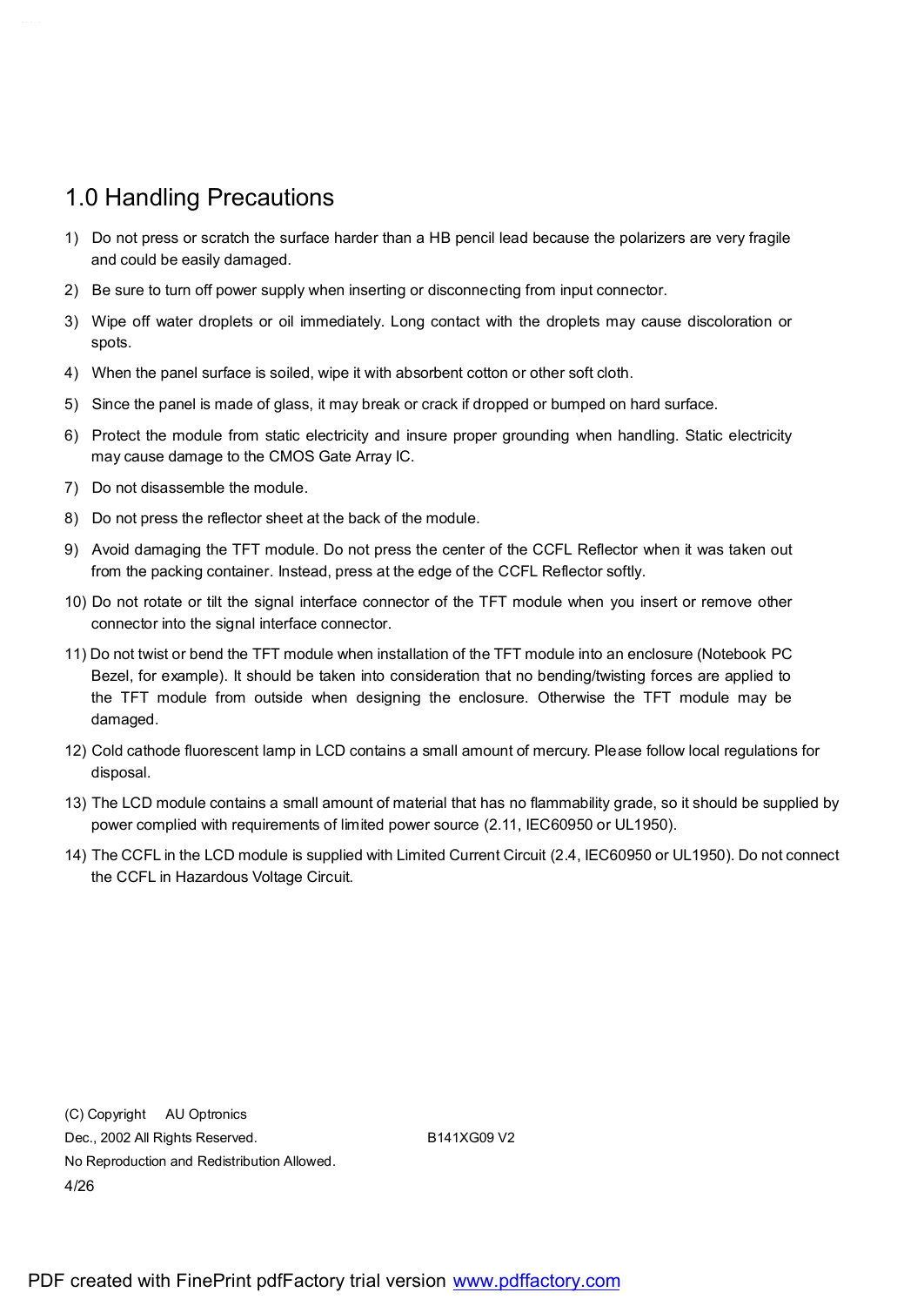# 1.0 Handling Precautions

1) Do not press or scratch the surface harder than a HB pencil lead because the polarizers are very fragile and could be easily damaged.
2) Be sure to turn off power supply when inserting or disconnecting from input connector.
3) Wipe off water droplets or oil immediately. Long contact with the droplets may cause discoloration or spots.
4) When the panel surface is soiled, wipe it with absorbent cotton or other soft cloth.
5) Since the panel is made of glass, it may break or crack if dropped or bumped on hard surface.
6) Protect the module from static electricity and insure proper grounding when handling. Static electricity may cause damage to the CMOS Gate Array IC.
7) Do not disassemble the module.
8) Do not press the reflector sheet at the back of the module.
9) Avoid damaging the TFT module. Do not press the center of the CCFL Reflector when it was taken out from the packing container. Instead, press at the edge of the CCFL Reflector softly.
10) Do not rotate or tilt the signal interface connector of the TFT module when you insert or remove other connector into the signal interface connector.
11) Do not twist or bend the TFT module when installation of the TFT module into an enclosure (Notebook PC Bezel, for example). It should be taken into consideration that no bending/twisting forces are applied to the TFT module from outside when designing the enclosure. Otherwise the TFT module may be damaged.
12) Cold cathode fluorescent lamp in LCD contains a small amount of mercury. Please follow local regulations for disposal.
13) The LCD module contains a small amount of material that has no flammability grade, so it should be supplied by power complied with requirements of limited power source (2.11, IEC60950 or UL1950).
14) The CCFL in the LCD module is supplied with Limited Current Circuit (2.4, IEC60950 or UL1950). Do not connect the CCFL in Hazardous Voltage Circuit.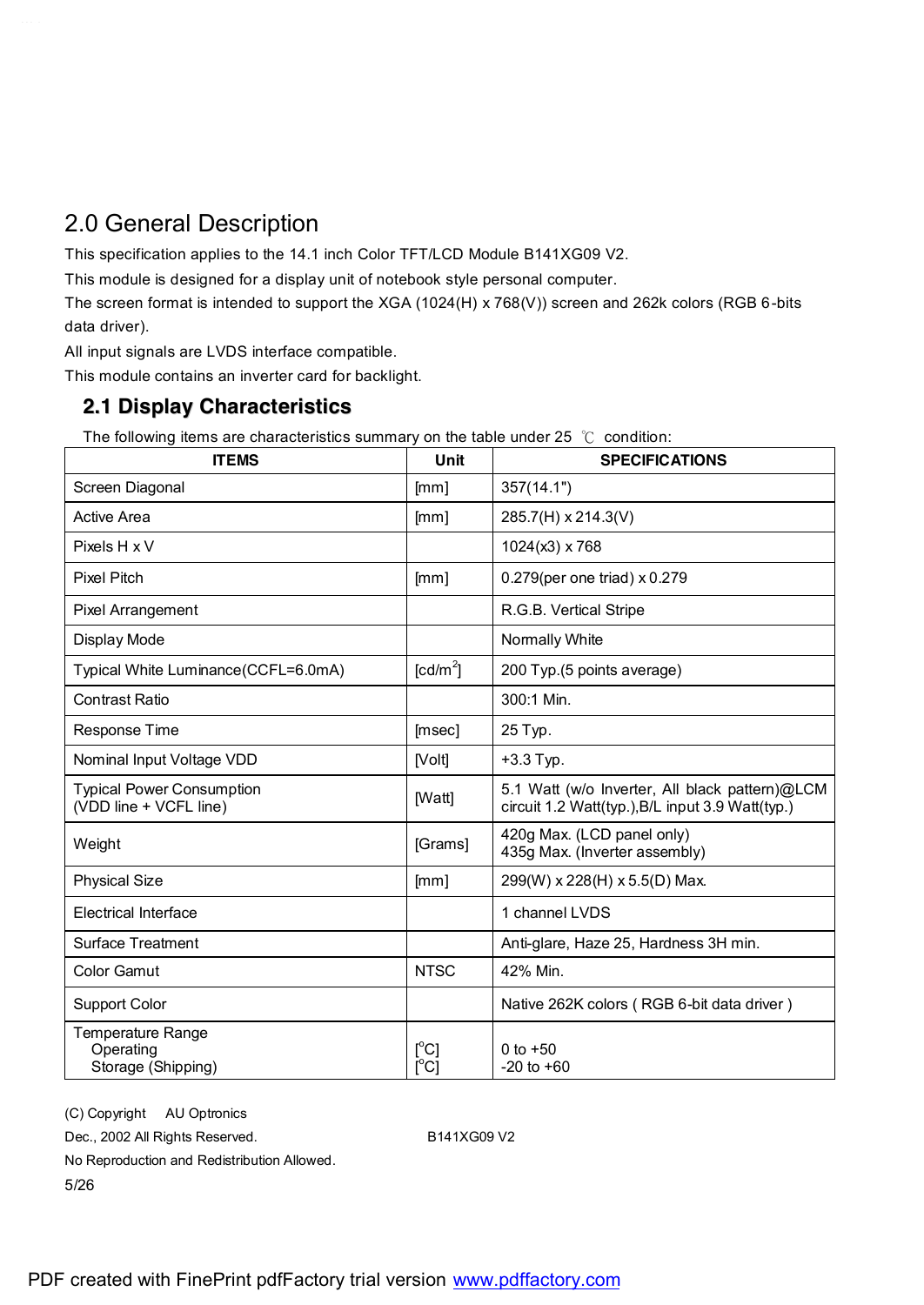# 2.0 General Description

This specification applies to the 14.1 inch Color TFT/LCD Module B141XG09 V2.

This module is designed for a display unit of notebook style personal computer.

The screen format is intended to support the XGA (1024(H) x 768(V)) screen and 262k colors (RGB 6-bits data driver).

All input signals are LVDS interface compatible.

This module contains an inverter card for backlight.

## 2.1 Display Characteristics

The following items are characteristics summary on the table under 25 ℃ condition:

| ITEMS | Unit | SPECIFICATIONS |
|---|---|---|
| Screen Diagonal | [mm] | 357(14.1") |
| Active Area | [mm] | 285.7(H) x 214.3(V) |
| Pixels H x V | | 1024(x3) x 768 |
| Pixel Pitch | [mm] | 0.279(per one triad) x 0.279 |
| Pixel Arrangement | | R.G.B. Vertical Stripe |
| Display Mode | | Normally White |
| Typical White Luminance(CCFL=6.0mA) | [cd/m$^2$] | 200 Typ.(5 points average) |
| Contrast Ratio | | 300:1 Min. |
| Response Time | [msec] | 25 Typ. |
| Nominal Input Voltage VDD | [Volt] | +3.3 Typ. |
| Typical Power Consumption (VDD line + VCFL line) | [Watt] | 5.1 Watt (w/o Inverter, All black pattern)@LCM circuit 1.2 Watt(typ.),B/L input 3.9 Watt(typ.) |
| Weight | [Grams] | 420g Max. (LCD panel only) 435g Max. (Inverter assembly) |
| Physical Size | [mm] | 299(W) x 228(H) x 5.5(D) Max. |
| Electrical Interface | | 1 channel LVDS |
| Surface Treatment | | Anti-glare, Haze 25, Hardness 3H min. |
| Color Gamut | NTSC | 42% Min. |
| Support Color | | Native 262K colors ( RGB 6-bit data driver ) |
| Temperature Range Operating Storage (Shipping) | [$^o$C] [$^o$C] | 0 to +50 -20 to +60 |

(C) Copyright AU Optronics
Dec., 2002 All Rights Reserved. B141XG09 V2
No Reproduction and Redistribution Allowed.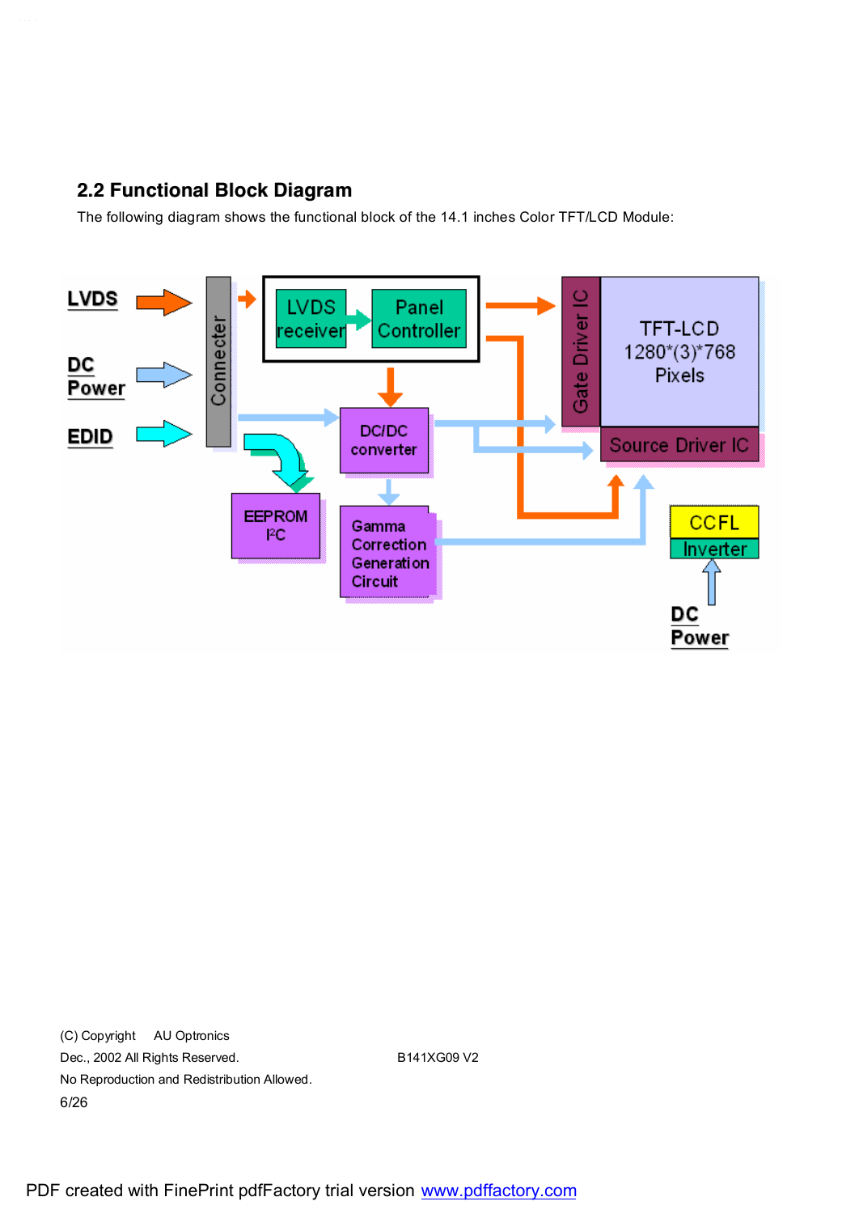## 2.2 Functional Block Diagram

The following diagram shows the functional block of the 14.1 inches Color TFT/LCD Module:

LVDS

DC Power

EDID

Connecter

LVDS receiver

Panel Controller

DC/DC converter

EEPROM I²C

Gamma Correction Generation Circuit

Gate Driver IC

TFT-LCD 1280*(3)*768 Pixels

Source Driver IC

CCFL

Inverter

DC Power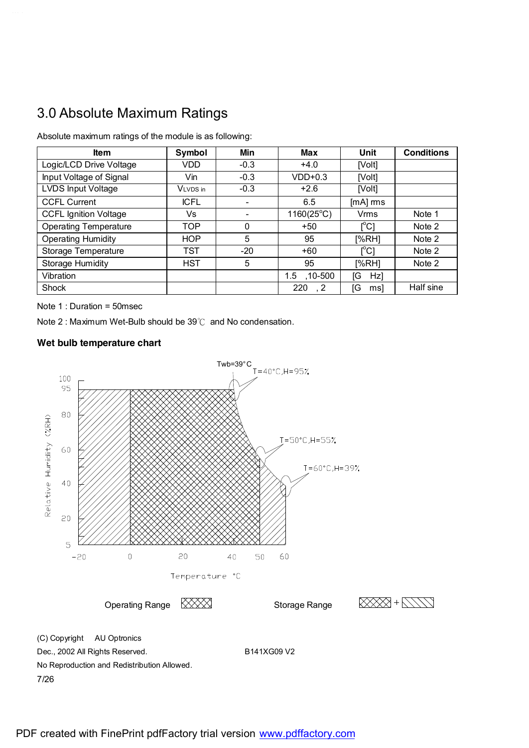# 3.0 Absolute Maximum Ratings

Absolute maximum ratings of the module is as following:

| Item | Symbol | Min | Max | Unit | Conditions |
|---|---|---|---|---|---|
| Logic/LCD Drive Voltage | VDD | -0.3 | +4.0 | [Volt] | |
| Input Voltage of Signal | Vin | -0.3 | VDD+0.3 | [Volt] | |
| LVDS Input Voltage | $V_{LVDS\ in}$ | -0.3 | +2.6 | [Volt] | |
| CCFL Current | ICFL | - | 6.5 | [mA] rms | |
| CCFL Ignition Voltage | Vs | - | 1160(25°C) | Vrms | Note 1 |
| Operating Temperature | TOP | 0 | +50 | [°C] | Note 2 |
| Operating Humidity | HOP | 5 | 95 | [%RH] | Note 2 |
| Storage Temperature | TST | -20 | +60 | [°C] | Note 2 |
| Storage Humidity | HST | 5 | 95 | [%RH] | Note 2 |
| Vibration | | | 1.5 ,10-500 | [G Hz] | |
| Shock | | | 220 , 2 | [G ms] | Half sine |

Note 1 : Duration = 50msec

Note 2 : Maximum Wet-Bulb should be 39℃ and No condensation.

**Wet bulb temperature chart**

Twb=39°C

T=40°C,H=95%

T=50°C,H=55%

T=60°C,H=39%

Relative Humidity (%RH)

Temperature °C

Operating Range

Storage Range

(C) Copyright AU Optronics

Dec., 2002 All Rights Reserved. B141XG09 V2

No Reproduction and Redistribution Allowed.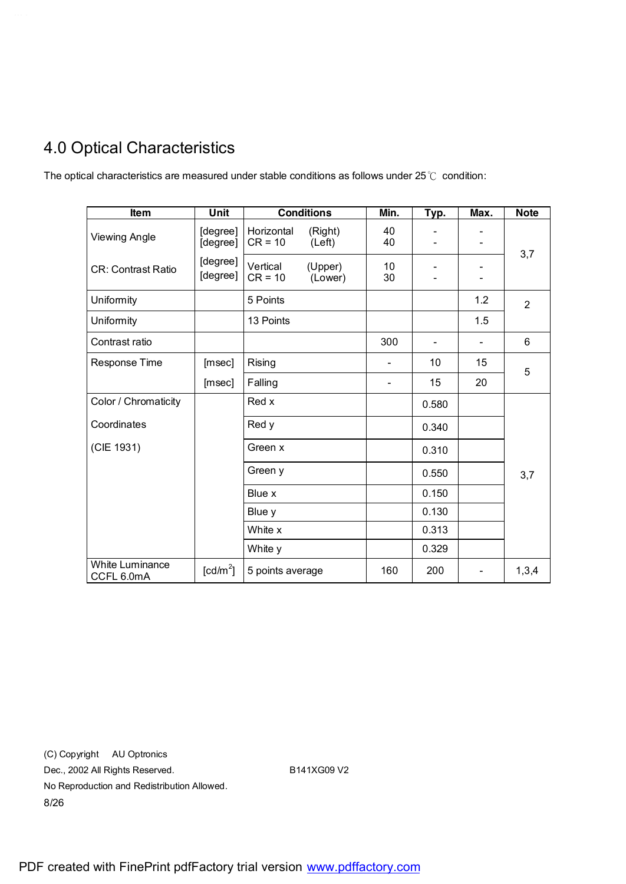# 4.0 Optical Characteristics

The optical characteristics are measured under stable conditions as follows under 25℃ condition:

| Item | Unit | Conditions | Min. | Typ. | Max. | Note |
|---|---|---|---|---|---|---|
| Viewing Angle | [degree]<br>[degree] | Horizontal (Right)<br>CR = 10 (Left) | 40<br>40 | -<br>- | -<br>- | 3,7 |
| CR: Contrast Ratio | [degree]<br>[degree] | Vertical (Upper)<br>CR = 10 (Lower) | 10<br>30 | -<br>- | -<br>- | |
| Uniformity | | 5 Points | | | 1.2 | 2 |
| Uniformity | | 13 Points | | | 1.5 | |
| Contrast ratio | | | 300 | - | - | 6 |
| Response Time | [msec] | Rising | - | 10 | 15 | 5 |
| | [msec] | Falling | - | 15 | 20 | |
| Color / Chromaticity | | Red x | | 0.580 | | 3,7 |
| Coordinates | | Red y | | 0.340 | | |
| (CIE 1931) | | Green x | | 0.310 | | |
| | | Green y | | 0.550 | | |
| | | Blue x | | 0.150 | | |
| | | Blue y | | 0.130 | | |
| | | White x | | 0.313 | | |
| | | White y | | 0.329 | | |
| White Luminance<br>CCFL 6.0mA | [cd/m$^2$] | 5 points average | 160 | 200 | - | 1,3,4 |

(C) Copyright AU Optronics
Dec., 2002 All Rights Reserved. B141XG09 V2
No Reproduction and Redistribution Allowed.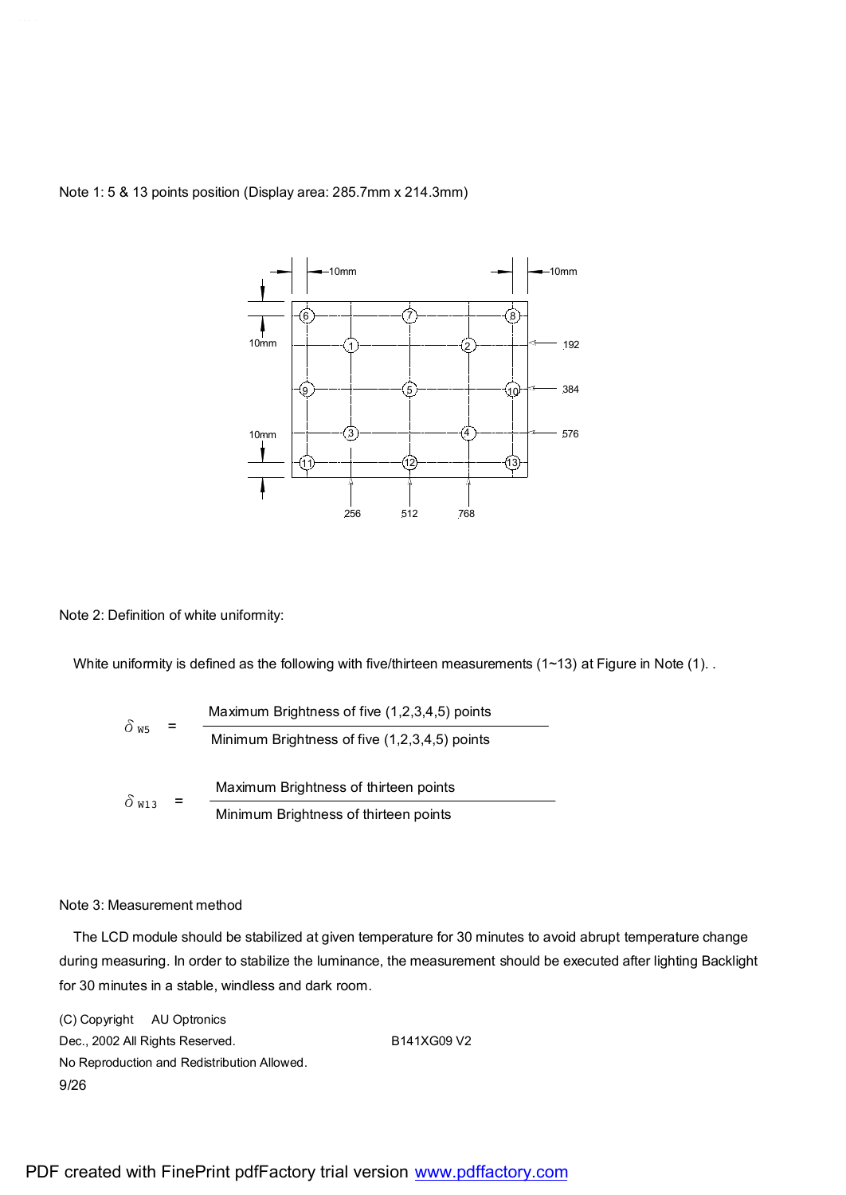Note 1: 5 & 13 points position (Display area: 285.7mm x 214.3mm)

Note 2: Definition of white uniformity:

White uniformity is defined as the following with five/thirteen measurements (1~13) at Figure in Note (1). .

$$\delta_{W5} = \frac{\text{Maximum Brightness of five (1,2,3,4,5) points}}{\text{Minimum Brightness of five (1,2,3,4,5) points}}$$

$$\delta_{W13} = \frac{\text{Maximum Brightness of thirteen points}}{\text{Minimum Brightness of thirteen points}}$$

Note 3: Measurement method

The LCD module should be stabilized at given temperature for 30 minutes to avoid abrupt temperature change during measuring. In order to stabilize the luminance, the measurement should be executed after lighting Backlight for 30 minutes in a stable, windless and dark room.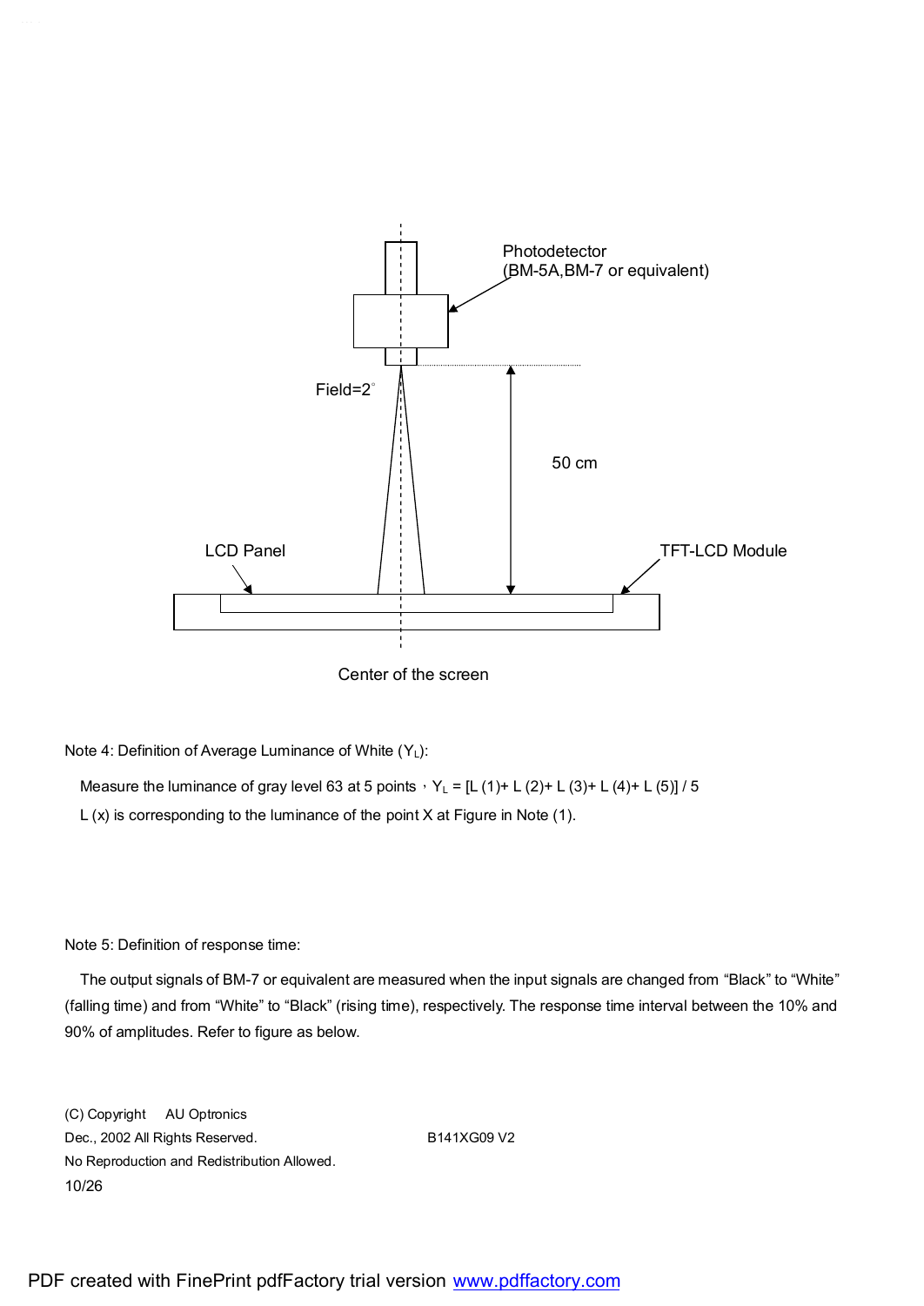Photodetector
(BM-5A,BM-7 or equivalent)

Field=2°

50 cm

LCD Panel

TFT-LCD Module

Center of the screen

Note 4: Definition of Average Luminance of White ($Y_L$):

Measure the luminance of gray level 63 at 5 points，$Y_L$ = [L (1)+ L (2)+ L (3)+ L (4)+ L (5)] / 5

L (x) is corresponding to the luminance of the point X at Figure in Note (1).

Note 5: Definition of response time:

The output signals of BM-7 or equivalent are measured when the input signals are changed from “Black” to “White” (falling time) and from “White” to “Black” (rising time), respectively. The response time interval between the 10% and 90% of amplitudes. Refer to figure as below.

(C) Copyright AU Optronics
Dec., 2002 All Rights Reserved. B141XG09 V2
No Reproduction and Redistribution Allowed.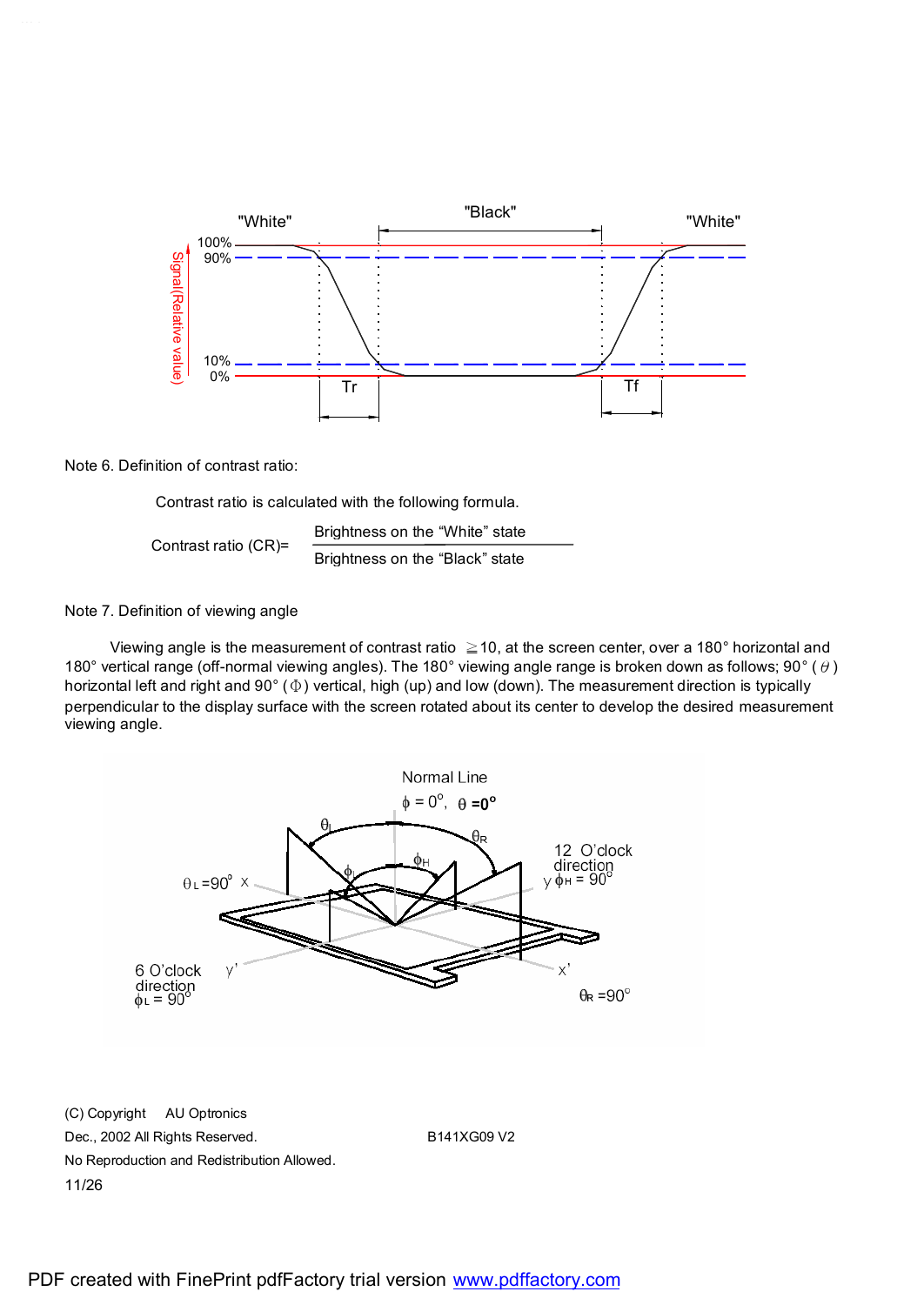Note 6. Definition of contrast ratio:

Contrast ratio is calculated with the following formula.

$$\text{Contrast ratio (CR)} = \frac{\text{Brightness on the "White" state}}{\text{Brightness on the "Black" state}}$$

Note 7. Definition of viewing angle

Viewing angle is the measurement of contrast ratio ≧10, at the screen center, over a 180° horizontal and 180° vertical range (off-normal viewing angles). The 180° viewing angle range is broken down as follows; 90° ($\theta$) horizontal left and right and 90° ($\Phi$) vertical, high (up) and low (down). The measurement direction is typically perpendicular to the display surface with the screen rotated about its center to develop the desired measurement viewing angle.

(C) Copyright AU Optronics
Dec., 2002 All Rights Reserved.
No Reproduction and Redistribution Allowed.

B141XG09 V2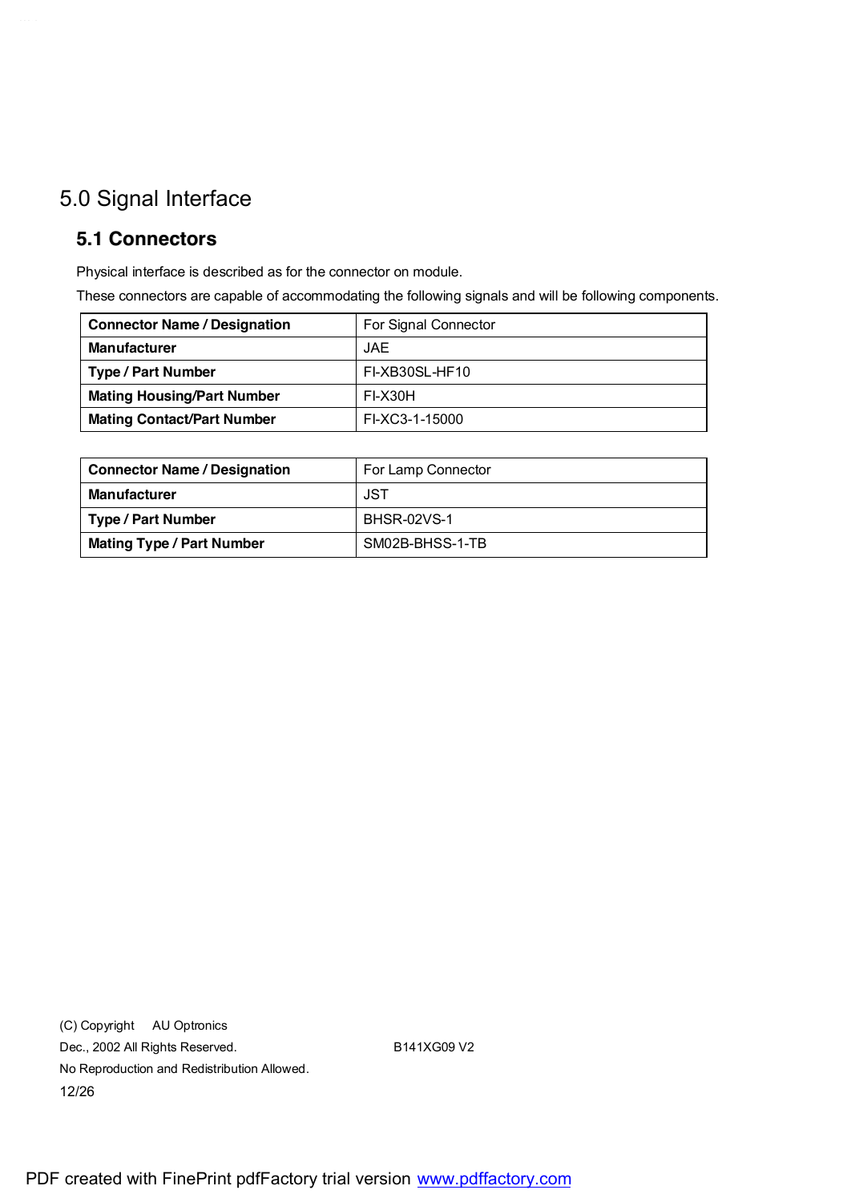# 5.0 Signal Interface

## 5.1 Connectors

Physical interface is described as for the connector on module.

These connectors are capable of accommodating the following signals and will be following components.

| **Connector Name / Designation** | For Signal Connector |
|---|---|
| **Manufacturer** | JAE |
| **Type / Part Number** | FI-XB30SL-HF10 |
| **Mating Housing/Part Number** | FI-X30H |
| **Mating Contact/Part Number** | FI-XC3-1-15000 |

| **Connector Name / Designation** | For Lamp Connector |
|---|---|
| **Manufacturer** | JST |
| **Type / Part Number** | BHSR-02VS-1 |
| **Mating Type / Part Number** | SM02B-BHSS-1-TB |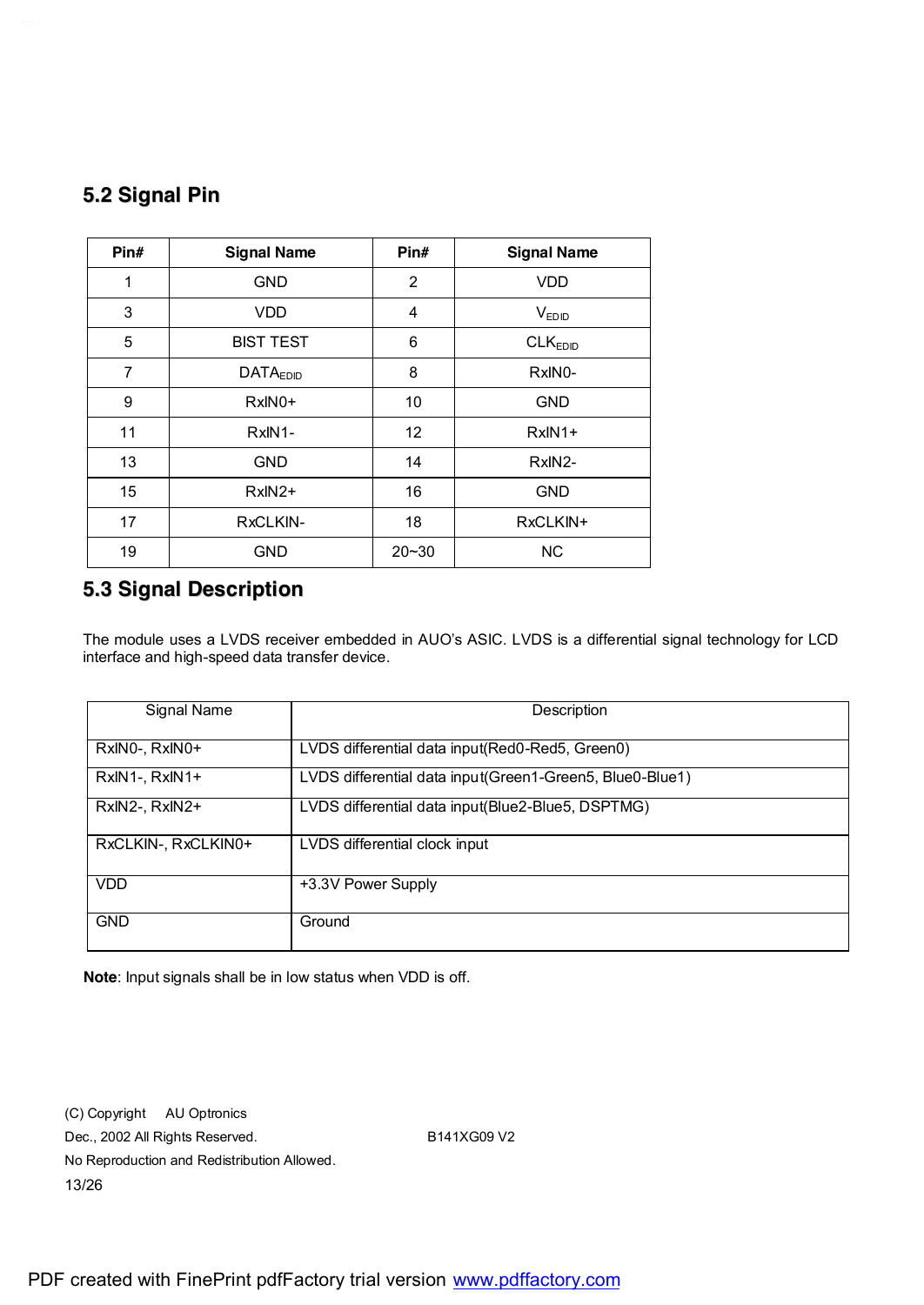## 5.2 Signal Pin

| Pin# | Signal Name | Pin# | Signal Name |
|---|---|---|---|
| 1 | GND | 2 | VDD |
| 3 | VDD | 4 | $V_{EDID}$ |
| 5 | BIST TEST | 6 | $CLK_{EDID}$ |
| 7 | $DATA_{EDID}$ | 8 | RxIN0- |
| 9 | RxIN0+ | 10 | GND |
| 11 | RxIN1- | 12 | RxIN1+ |
| 13 | GND | 14 | RxIN2- |
| 15 | RxIN2+ | 16 | GND |
| 17 | RxCLKIN- | 18 | RxCLKIN+ |
| 19 | GND | 20~30 | NC |

## 5.3 Signal Description

The module uses a LVDS receiver embedded in AUO's ASIC. LVDS is a differential signal technology for LCD interface and high-speed data transfer device.

| Signal Name | Description |
|---|---|
| RxIN0-, RxIN0+ | LVDS differential data input(Red0-Red5, Green0) |
| RxIN1-, RxIN1+ | LVDS differential data input(Green1-Green5, Blue0-Blue1) |
| RxIN2-, RxIN2+ | LVDS differential data input(Blue2-Blue5, DSPTMG) |
| RxCLKIN-, RxCLKIN0+ | LVDS differential clock input |
| VDD | +3.3V Power Supply |
| GND | Ground |

**Note**: Input signals shall be in low status when VDD is off.

(C) Copyright AU Optronics
Dec., 2002 All Rights Reserved. B141XG09 V2
No Reproduction and Redistribution Allowed.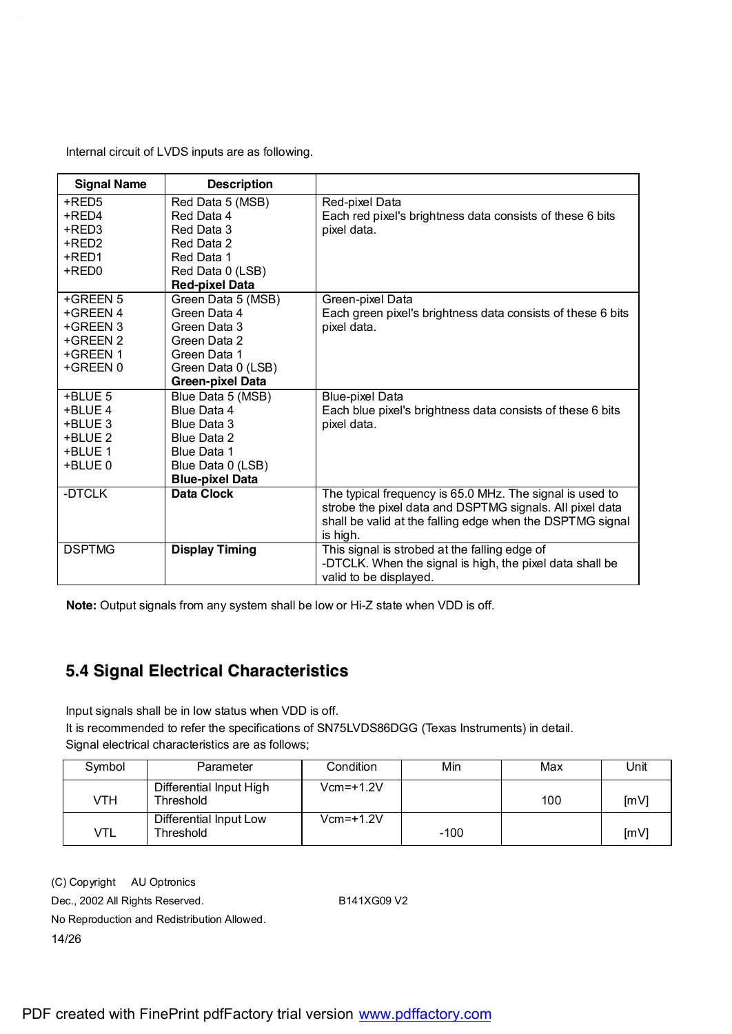Internal circuit of LVDS inputs are as following.

| Signal Name | Description | |
|---|---|---|
| +RED5<br>+RED4<br>+RED3<br>+RED2<br>+RED1<br>+RED0 | Red Data 5 (MSB)<br>Red Data 4<br>Red Data 3<br>Red Data 2<br>Red Data 1<br>Red Data 0 (LSB)<br>**Red-pixel Data** | Red-pixel Data<br>Each red pixel's brightness data consists of these 6 bits pixel data. |
| +GREEN 5<br>+GREEN 4<br>+GREEN 3<br>+GREEN 2<br>+GREEN 1<br>+GREEN 0 | Green Data 5 (MSB)<br>Green Data 4<br>Green Data 3<br>Green Data 2<br>Green Data 1<br>Green Data 0 (LSB)<br>**Green-pixel Data** | Green-pixel Data<br>Each green pixel's brightness data consists of these 6 bits pixel data. |
| +BLUE 5<br>+BLUE 4<br>+BLUE 3<br>+BLUE 2<br>+BLUE 1<br>+BLUE 0 | Blue Data 5 (MSB)<br>Blue Data 4<br>Blue Data 3<br>Blue Data 2<br>Blue Data 1<br>Blue Data 0 (LSB)<br>**Blue-pixel Data** | Blue-pixel Data<br>Each blue pixel's brightness data consists of these 6 bits pixel data. |
| -DTCLK | **Data Clock** | The typical frequency is 65.0 MHz. The signal is used to strobe the pixel data and DSPTMG signals. All pixel data shall be valid at the falling edge when the DSPTMG signal is high. |
| DSPTMG | **Display Timing** | This signal is strobed at the falling edge of -DTCLK. When the signal is high, the pixel data shall be valid to be displayed. |

**Note:** Output signals from any system shall be low or Hi-Z state when VDD is off.

## 5.4 Signal Electrical Characteristics

Input signals shall be in low status when VDD is off.
It is recommended to refer the specifications of SN75LVDS86DGG (Texas Instruments) in detail.
Signal electrical characteristics are as follows;

| Symbol | Parameter | Condition | Min | Max | Unit |
|---|---|---|---|---|---|
| VTH | Differential Input High Threshold | Vcm=+1.2V | | 100 | [mV] |
| VTL | Differential Input Low Threshold | Vcm=+1.2V | -100 | | [mV] |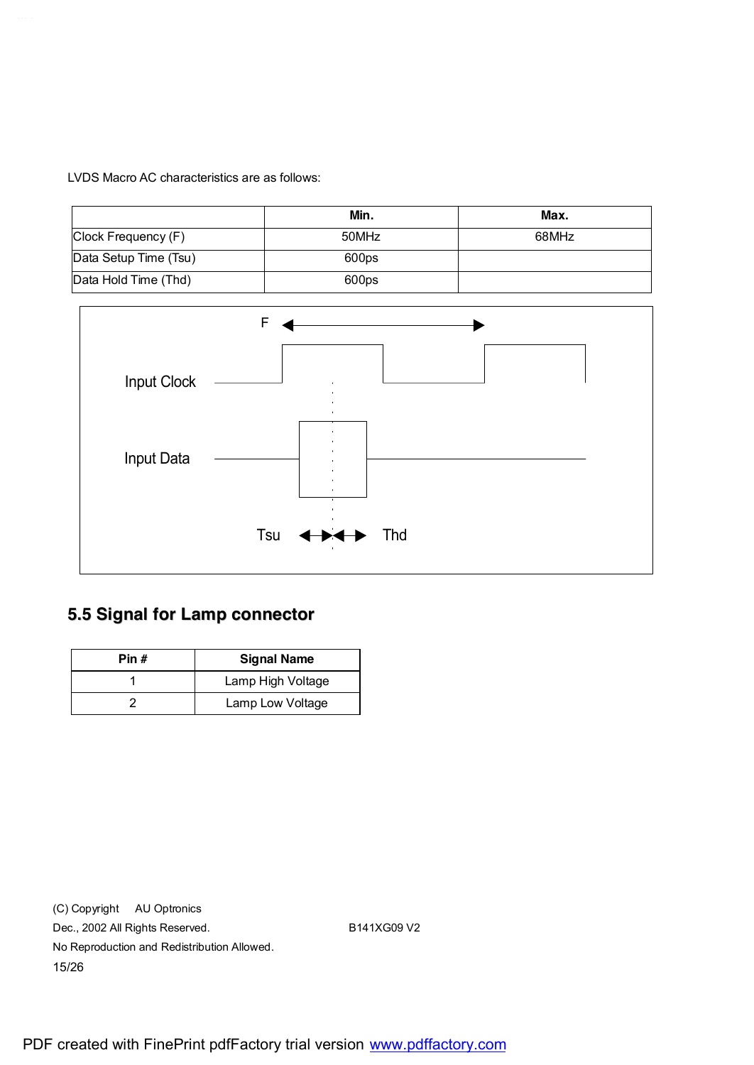LVDS Macro AC characteristics are as follows:

| | Min. | Max. |
|---|---|---|
| Clock Frequency (F) | 50MHz | 68MHz |
| Data Setup Time (Tsu) | 600ps | |
| Data Hold Time (Thd) | 600ps | |

F

Input Clock

Input Data

Tsu Thd

## 5.5 Signal for Lamp connector

| Pin # | Signal Name |
|---|---|
| 1 | Lamp High Voltage |
| 2 | Lamp Low Voltage |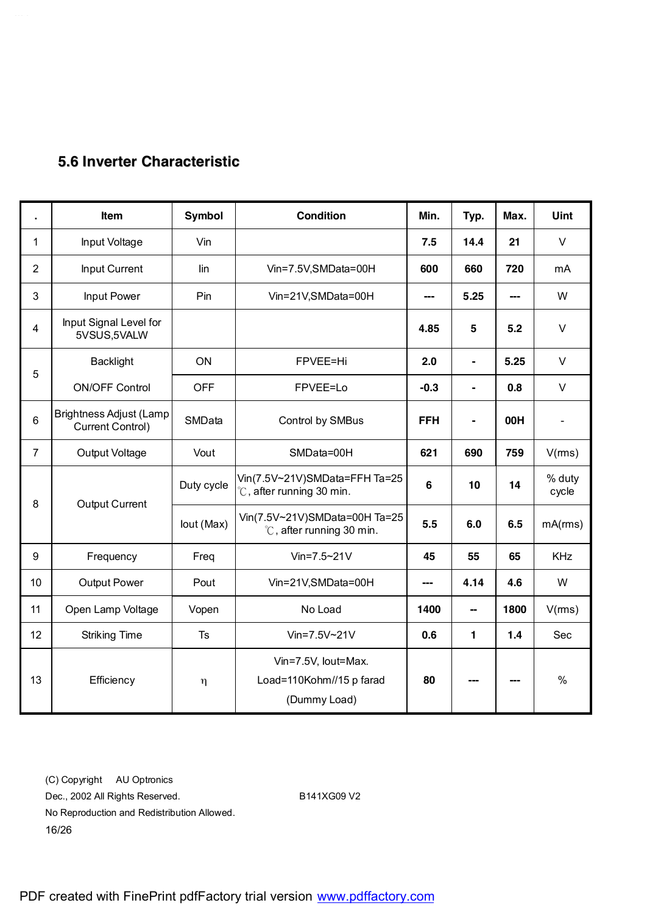## 5.6 Inverter Characteristic

| . | Item | Symbol | Condition | Min. | Typ. | Max. | Uint |
|---|---|---|---|---|---|---|---|
| 1 | Input Voltage | Vin | | **7.5** | **14.4** | **21** | V |
| 2 | Input Current | Iin | Vin=7.5V,SMData=00H | **600** | **660** | **720** | mA |
| 3 | Input Power | Pin | Vin=21V,SMData=00H | **---** | **5.25** | **---** | W |
| 4 | Input Signal Level for 5VSUS,5VALW | | | **4.85** | **5** | **5.2** | V |
| 5 | Backlight ON/OFF Control | ON | FPVEE=Hi | **2.0** | **-** | **5.25** | V |
| | | OFF | FPVEE=Lo | **-0.3** | **-** | **0.8** | V |
| 6 | Brightness Adjust (Lamp Current Control) | SMData | Control by SMBus | **FFH** | **-** | **00H** | - |
| 7 | Output Voltage | Vout | SMData=00H | **621** | **690** | **759** | V(rms) |
| 8 | Output Current | Duty cycle | Vin(7.5V~21V)SMData=FFH Ta=25 ℃, after running 30 min. | **6** | **10** | **14** | % duty cycle |
| | | Iout (Max) | Vin(7.5V~21V)SMData=00H Ta=25 ℃, after running 30 min. | **5.5** | **6.0** | **6.5** | mA(rms) |
| 9 | Frequency | Freq | Vin=7.5~21V | **45** | **55** | **65** | KHz |
| 10 | Output Power | Pout | Vin=21V,SMData=00H | **---** | **4.14** | **4.6** | W |
| 11 | Open Lamp Voltage | Vopen | No Load | **1400** | **--** | **1800** | V(rms) |
| 12 | Striking Time | Ts | Vin=7.5V~21V | **0.6** | **1** | **1.4** | Sec |
| 13 | Efficiency | η | Vin=7.5V, Iout=Max. Load=110Kohm//15 p farad (Dummy Load) | **80** | **---** | **---** | % |

(C) Copyright AU Optronics
Dec., 2002 All Rights Reserved. B141XG09 V2
No Reproduction and Redistribution Allowed.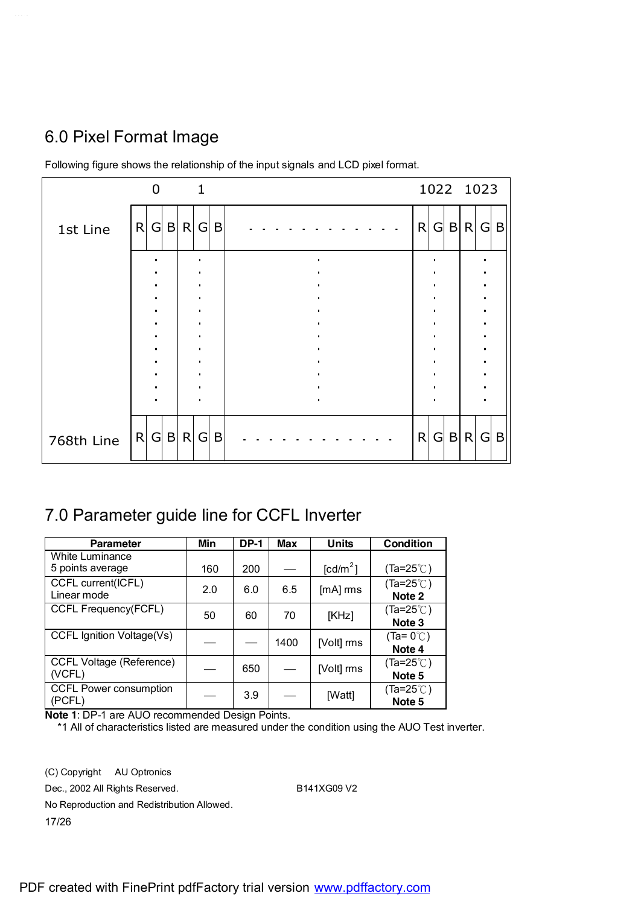## 6.0 Pixel Format Image

Following figure shows the relationship of the input signals and LCD pixel format.

| | 0 | | | 1 | | | | 1022 | | | 1023 | | |
|---|---|---|---|---|---|---|---|---|---|---|---|---|---|
| 1st Line | R | G | B | R | G | B | - - - - - - - - - - - - | R | G | B | R | G | B |
| | : | | | : | | | : | : | | | : | | |
| 768th Line | R | G | B | R | G | B | - - - - - - - - - - - - | R | G | B | R | G | B |

## 7.0 Parameter guide line for CCFL Inverter

| Parameter | Min | DP-1 | Max | Units | Condition |
|---|---|---|---|---|---|
| White Luminance 5 points average | 160 | 200 | — | [cd/m$^2$] | (Ta=25℃) |
| CCFL current(ICFL) Linear mode | 2.0 | 6.0 | 6.5 | [mA] rms | (Ta=25℃) **Note 2** |
| CCFL Frequency(FCFL) | 50 | 60 | 70 | [KHz] | (Ta=25℃) **Note 3** |
| CCFL Ignition Voltage(Vs) | — | — | 1400 | [Volt] rms | (Ta= 0℃) **Note 4** |
| CCFL Voltage (Reference) (VCFL) | — | 650 | — | [Volt] rms | (Ta=25℃) **Note 5** |
| CCFL Power consumption (PCFL) | — | 3.9 | — | [Watt] | (Ta=25℃) **Note 5** |

**Note 1**: DP-1 are AUO recommended Design Points.

*1 All of characteristics listed are measured under the condition using the AUO Test inverter.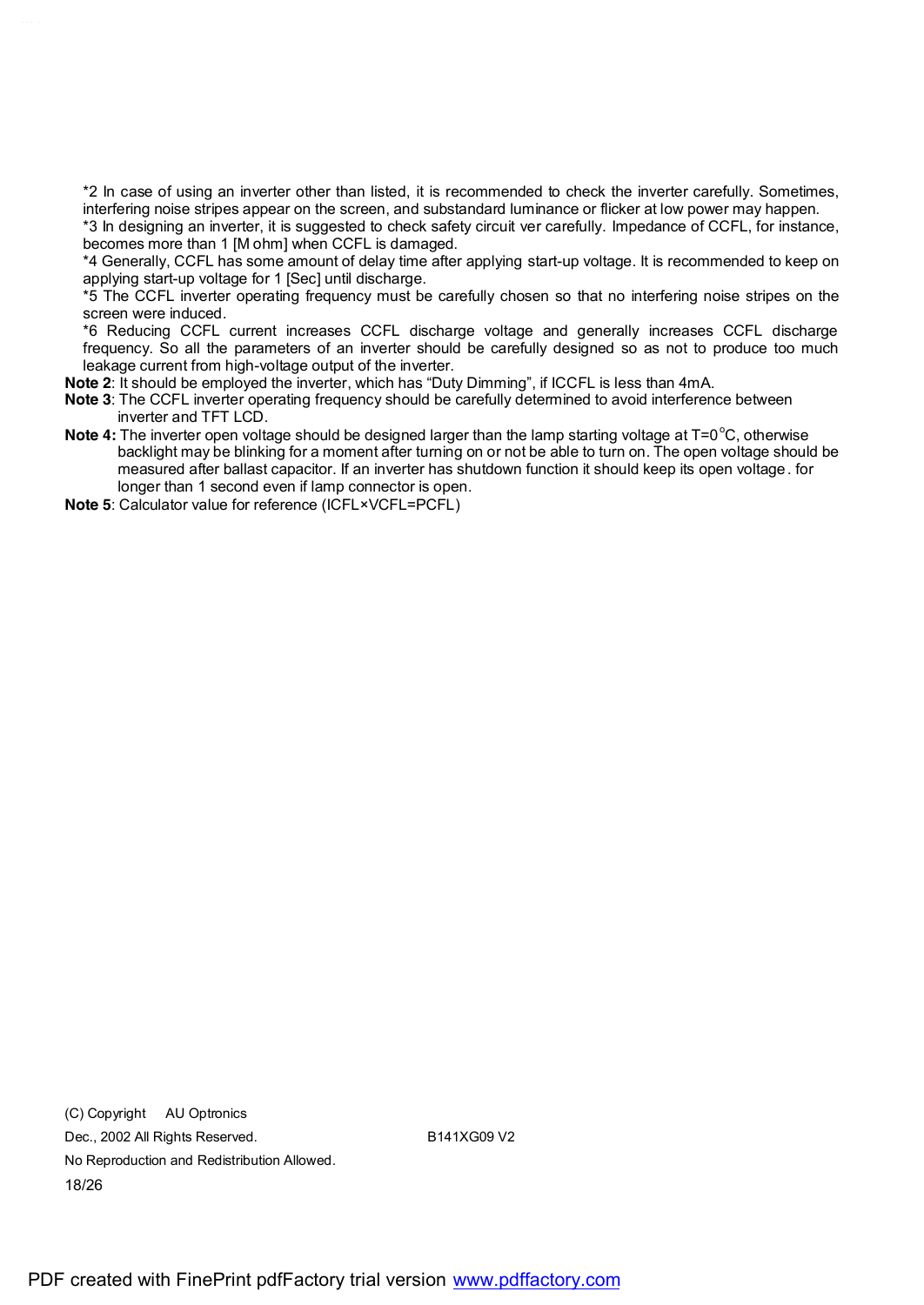*2 In case of using an inverter other than listed, it is recommended to check the inverter carefully. Sometimes, interfering noise stripes appear on the screen, and substandard luminance or flicker at low power may happen.
*3 In designing an inverter, it is suggested to check safety circuit ver carefully. Impedance of CCFL, for instance, becomes more than 1 [M ohm] when CCFL is damaged.
*4 Generally, CCFL has some amount of delay time after applying start-up voltage. It is recommended to keep on applying start-up voltage for 1 [Sec] until discharge.
*5 The CCFL inverter operating frequency must be carefully chosen so that no interfering noise stripes on the screen were induced.
*6 Reducing CCFL current increases CCFL discharge voltage and generally increases CCFL discharge frequency. So all the parameters of an inverter should be carefully designed so as not to produce too much leakage current from high-voltage output of the inverter.

**Note 2**: It should be employed the inverter, which has "Duty Dimming", if ICCFL is less than 4mA.

**Note 3**: The CCFL inverter operating frequency should be carefully determined to avoid interference between inverter and TFT LCD.

**Note 4:** The inverter open voltage should be designed larger than the lamp starting voltage at T=0°C, otherwise backlight may be blinking for a moment after turning on or not be able to turn on. The open voltage should be measured after ballast capacitor. If an inverter has shutdown function it should keep its open voltage. for longer than 1 second even if lamp connector is open.

**Note 5**: Calculator value for reference (ICFL×VCFL=PCFL)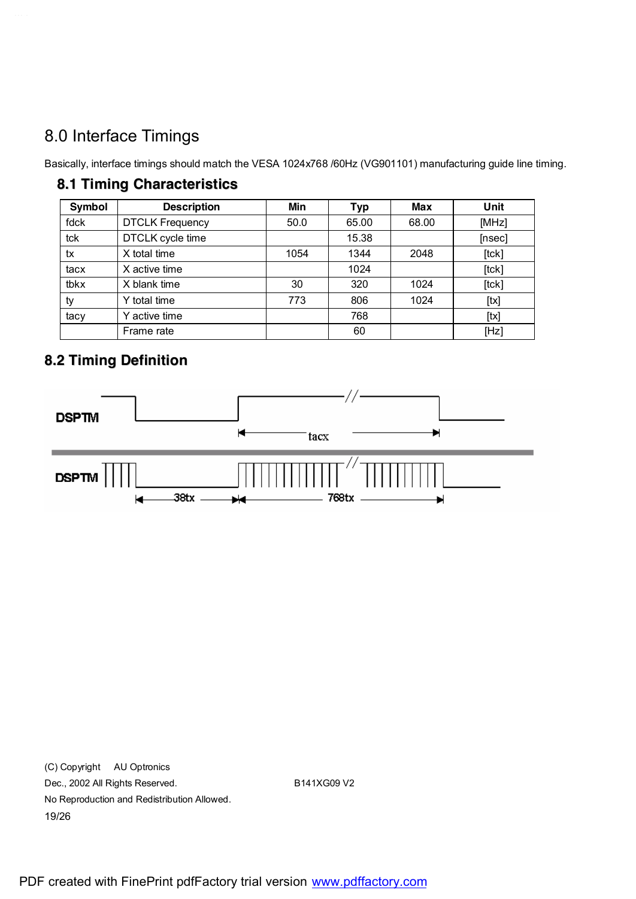# 8.0 Interface Timings

Basically, interface timings should match the VESA 1024x768 /60Hz (VG901101) manufacturing guide line timing.

## 8.1 Timing Characteristics

| Symbol | Description | Min | Typ | Max | Unit |
|---|---|---|---|---|---|
| fdck | DTCLK Frequency | 50.0 | 65.00 | 68.00 | [MHz] |
| tck | DTCLK cycle time | | 15.38 | | [nsec] |
| tx | X total time | 1054 | 1344 | 2048 | [tck] |
| tacx | X active time | | 1024 | | [tck] |
| tbkx | X blank time | 30 | 320 | 1024 | [tck] |
| ty | Y total time | 773 | 806 | 1024 | [tx] |
| tacy | Y active time | | 768 | | [tx] |
| | Frame rate | | 60 | | [Hz] |

## 8.2 Timing Definition

DSPTM

tacx

DSPTM

38tx 768tx

(C) Copyright AU Optronics
Dec., 2002 All Rights Reserved. B141XG09 V2
No Reproduction and Redistribution Allowed.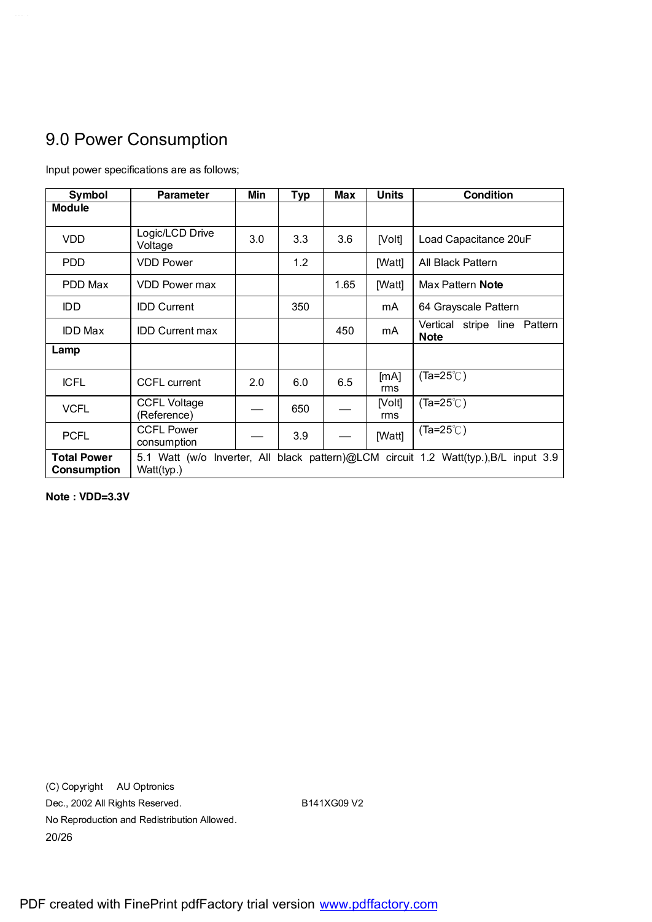# 9.0 Power Consumption

Input power specifications are as follows;

| Symbol | Parameter | Min | Typ | Max | Units | Condition |
|---|---|---|---|---|---|---|
| **Module** | | | | | | |
| VDD | Logic/LCD Drive Voltage | 3.0 | 3.3 | 3.6 | [Volt] | Load Capacitance 20uF |
| PDD | VDD Power | | 1.2 | | [Watt] | All Black Pattern |
| PDD Max | VDD Power max | | | 1.65 | [Watt] | Max Pattern **Note** |
| IDD | IDD Current | | 350 | | mA | 64 Grayscale Pattern |
| IDD Max | IDD Current max | | | 450 | mA | Vertical stripe line Pattern **Note** |
| **Lamp** | | | | | | |
| ICFL | CCFL current | 2.0 | 6.0 | 6.5 | [mA] rms | (Ta=25℃) |
| VCFL | CCFL Voltage (Reference) | — | 650 | — | [Volt] rms | (Ta=25℃) |
| PCFL | CCFL Power consumption | — | 3.9 | — | [Watt] | (Ta=25℃) |
| **Total Power Consumption** | 5.1 Watt (w/o Inverter, All black pattern)@LCM circuit 1.2 Watt(typ.),B/L input 3.9 Watt(typ.) | | | | | |

**Note : VDD=3.3V**

(C) Copyright AU Optronics
Dec., 2002 All Rights Reserved. B141XG09 V2
No Reproduction and Redistribution Allowed.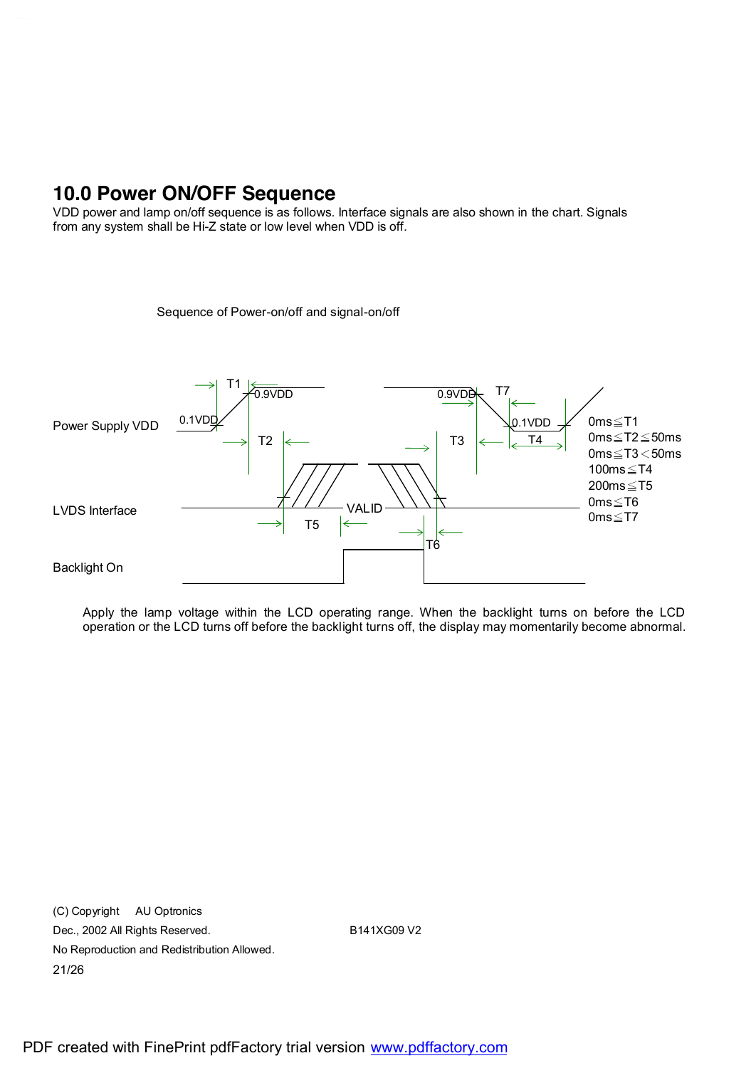## 10.0 Power ON/OFF Sequence

VDD power and lamp on/off sequence is as follows. Interface signals are also shown in the chart. Signals from any system shall be Hi-Z state or low level when VDD is off.

Sequence of Power-on/off and signal-on/off

Power Supply VDD

LVDS Interface

Backlight On

0.1VDD 0.9VDD T1 T2 T3 T4 T5 T6 T7 VALID

0ms≦T1

0ms≦T2≦50ms

0ms≦T3＜50ms

100ms≦T4

200ms≦T5

0ms≦T6

0ms≦T7

Apply the lamp voltage within the LCD operating range. When the backlight turns on before the LCD operation or the LCD turns off before the backlight turns off, the display may momentarily become abnormal.

(C) Copyright AU Optronics

Dec., 2002 All Rights Reserved. B141XG09 V2

No Reproduction and Redistribution Allowed.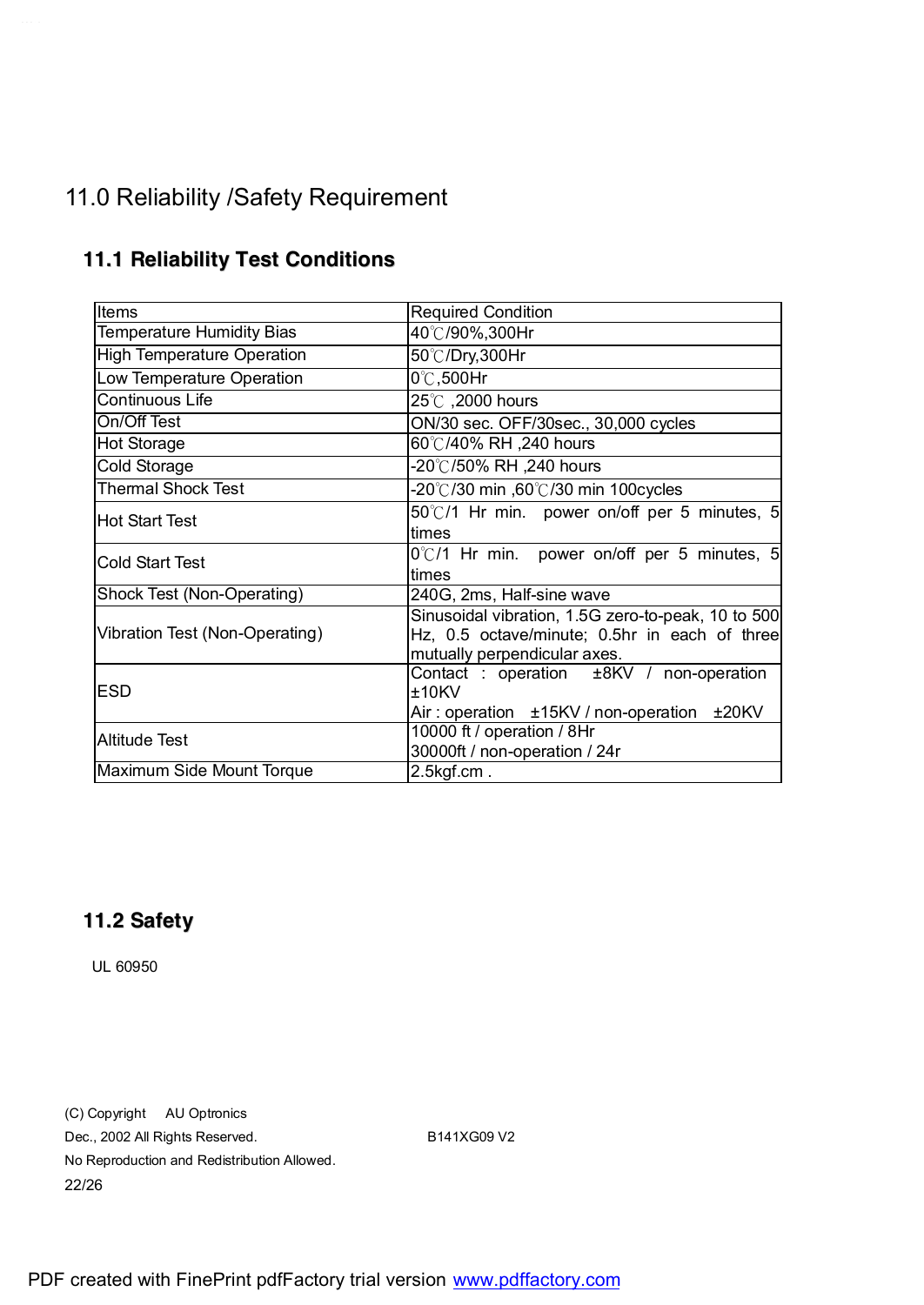# 11.0 Reliability /Safety Requirement

## 11.1 Reliability Test Conditions

| Items | Required Condition |
|---|---|
| Temperature Humidity Bias | 40℃/90%,300Hr |
| High Temperature Operation | 50℃/Dry,300Hr |
| Low Temperature Operation | 0℃,500Hr |
| Continuous Life | 25℃ ,2000 hours |
| On/Off Test | ON/30 sec. OFF/30sec., 30,000 cycles |
| Hot Storage | 60℃/40% RH ,240 hours |
| Cold Storage | -20℃/50% RH ,240 hours |
| Thermal Shock Test | -20℃/30 min ,60℃/30 min 100cycles |
| Hot Start Test | 50℃/1 Hr min. power on/off per 5 minutes, 5 times |
| Cold Start Test | 0℃/1 Hr min. power on/off per 5 minutes, 5 times |
| Shock Test (Non-Operating) | 240G, 2ms, Half-sine wave |
| Vibration Test (Non-Operating) | Sinusoidal vibration, 1.5G zero-to-peak, 10 to 500 Hz, 0.5 octave/minute; 0.5hr in each of three mutually perpendicular axes. |
| ESD | Contact : operation ±8KV / non-operation ±10KV<br>Air : operation ±15KV / non-operation ±20KV |
| Altitude Test | 10000 ft / operation / 8Hr<br>30000ft / non-operation / 24r |
| Maximum Side Mount Torque | 2.5kgf.cm . |

## 11.2 Safety

UL 60950

(C) Copyright AU Optronics
Dec., 2002 All Rights Reserved.
No Reproduction and Redistribution Allowed.
B141XG09 V2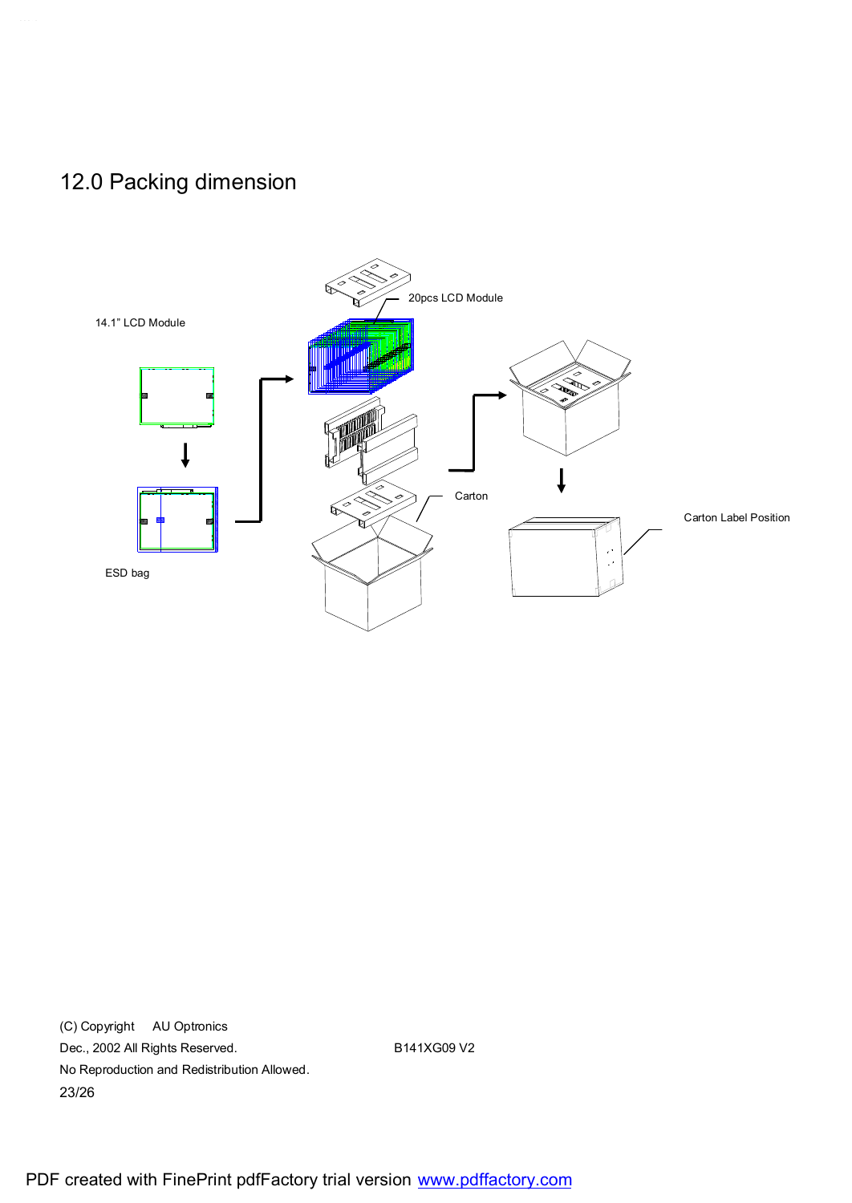# 12.0 Packing dimension

14.1" LCD Module

20pcs LCD Module

Carton

Carton Label Position

ESD bag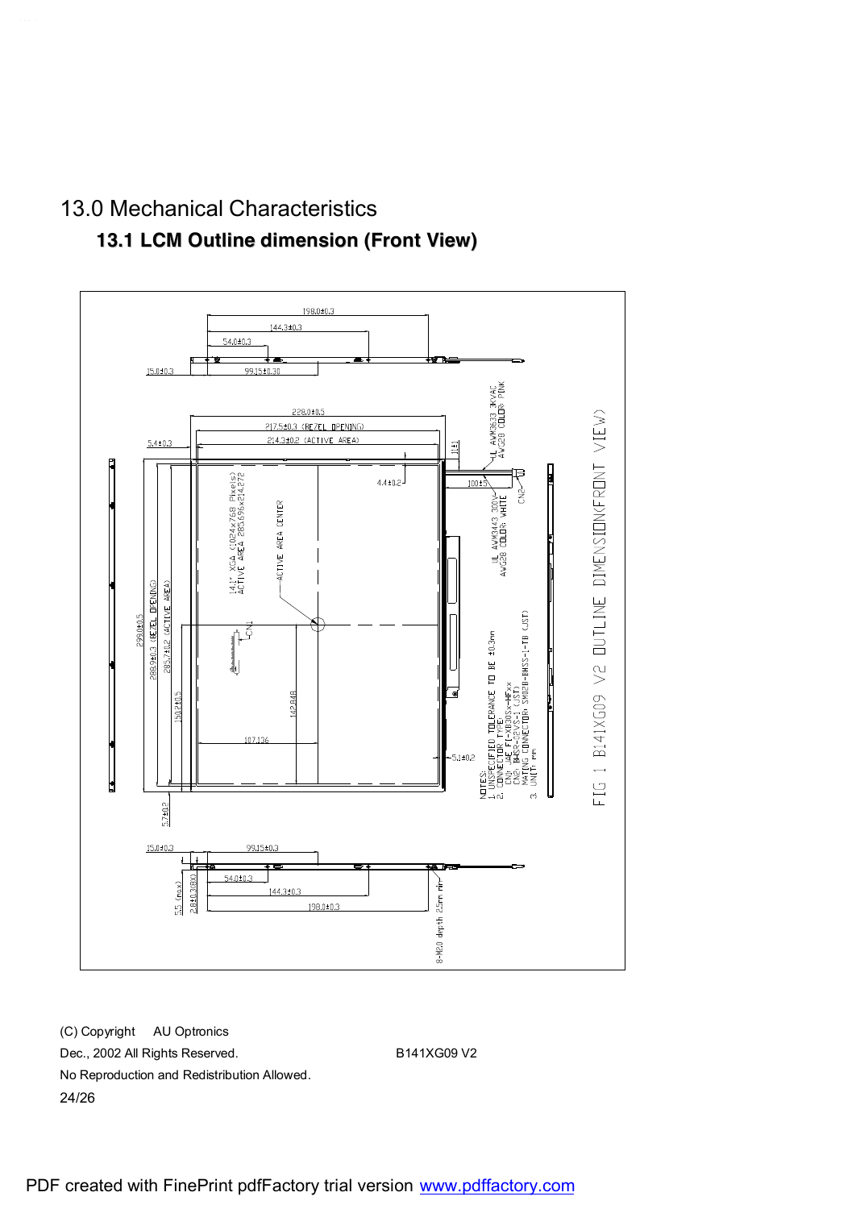# 13.0 Mechanical Characteristics

## 13.1 LCM Outline dimension (Front View)

NOTES:
1. UNSPECIFIED TOLERANCE TO BE ±0.3mm
2. CONNECTOR TYPE:
   CN1: JAE FI-XB30SX-HFxx
   CN2: JHSR-02VS-1 (JST)
   MATING CONNECTOR: SM02B-BHSS-1-TB (JST)
3. UNIT: mm

FIG 1 B141XG09 V2 OUTLINE DIMENSION(FRONT VIEW)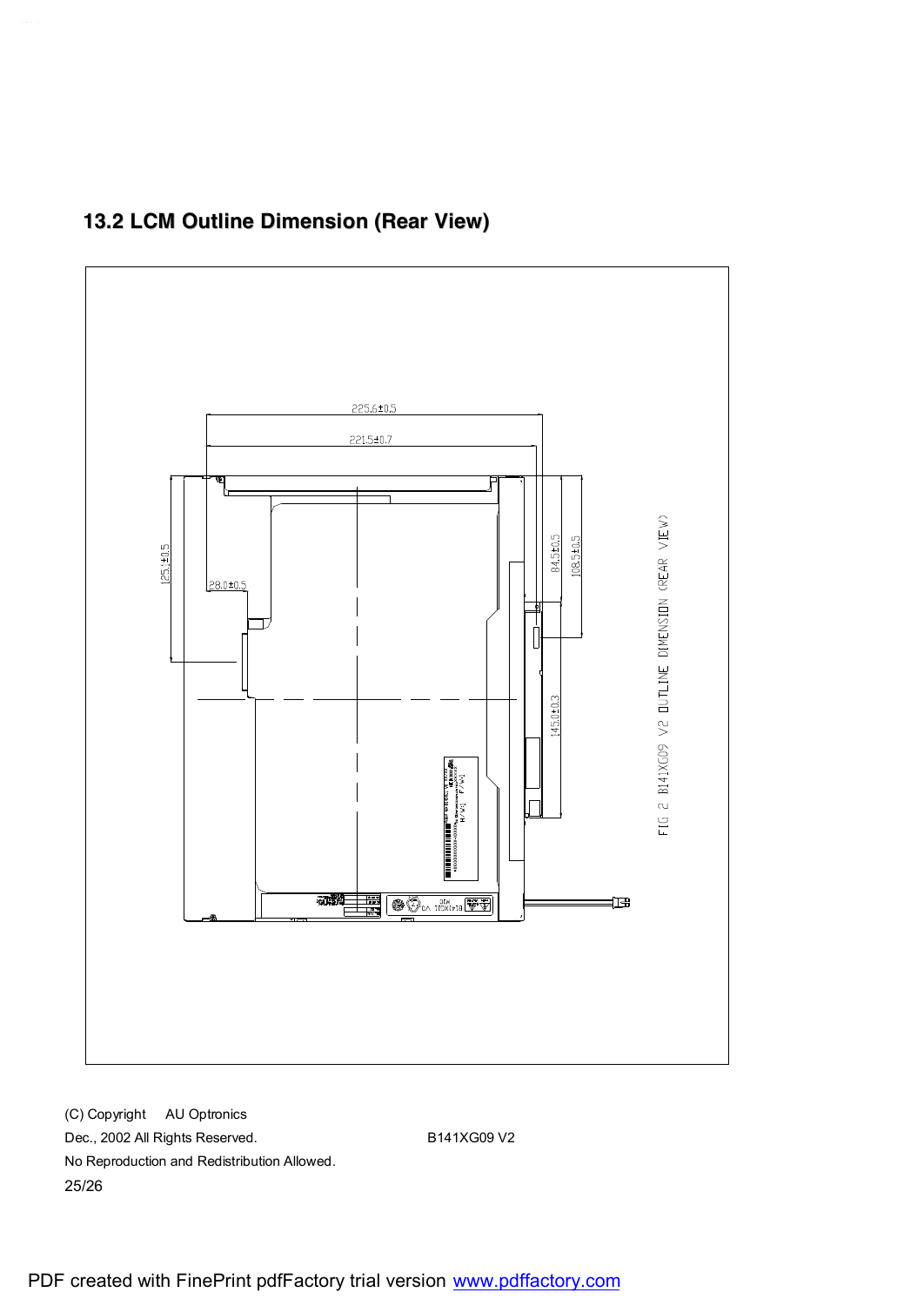## 13.2 LCM Outline Dimension (Rear View)

225.6±0.5

221.5±0.7

125.1±0.5

28.0±0.5

84.5±0.5

108.5±0.5

145.0±0.3

FIG 2 B141XG09 V2 OUTLINE DIMENSION (REAR VIEW)

(C) Copyright AU Optronics
Dec., 2002 All Rights Reserved. B141XG09 V2
No Reproduction and Redistribution Allowed.

PDF created with FinePrint pdfFactory trial version www.pdffactory.com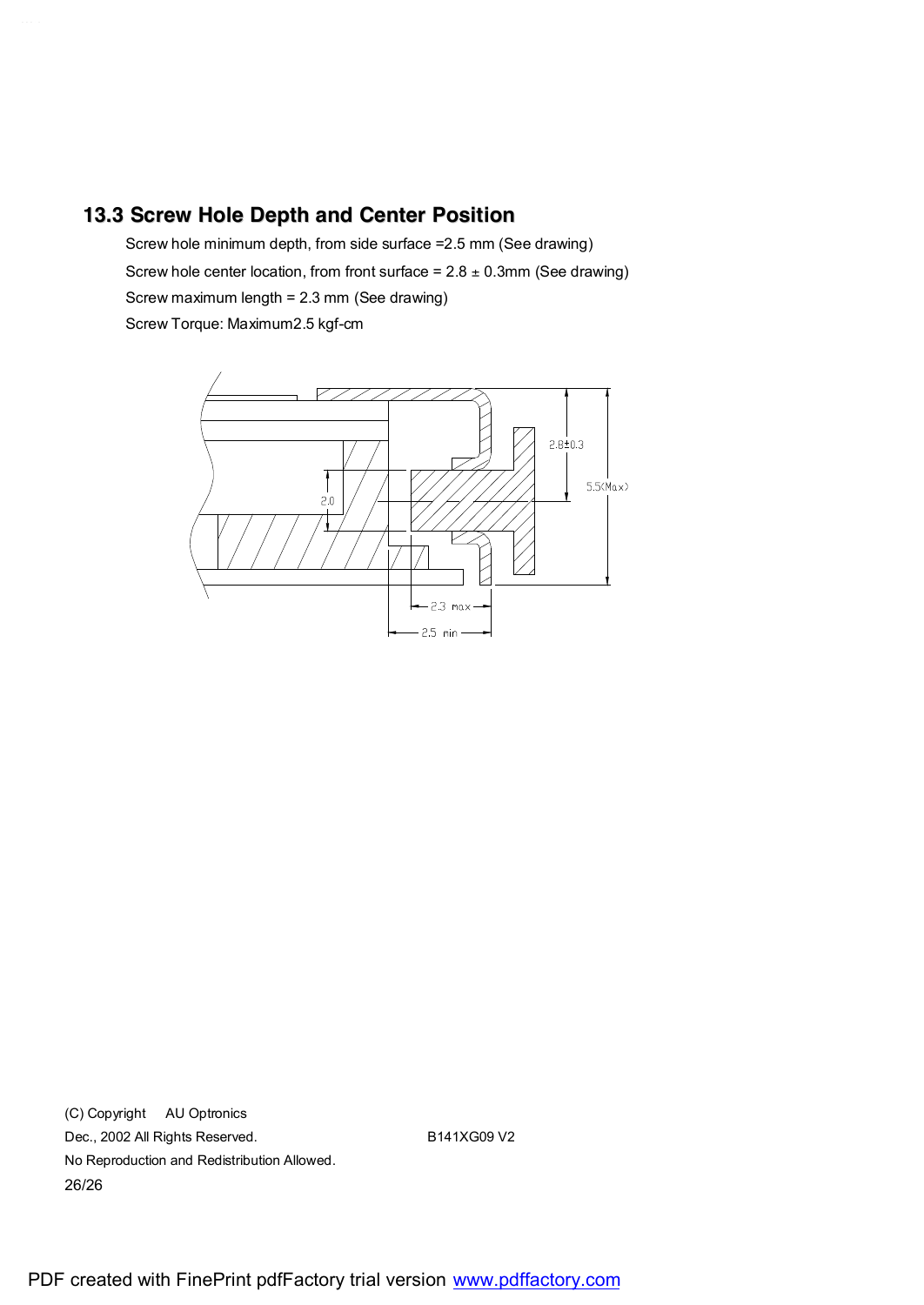### 13.3 Screw Hole Depth and Center Position

Screw hole minimum depth, from side surface =2.5 mm (See drawing)

Screw hole center location, from front surface = 2.8 ± 0.3mm (See drawing)

Screw maximum length = 2.3 mm (See drawing)

Screw Torque: Maximum2.5 kgf-cm

2.8±0.3

5.5(Max)

2.0

2.3 max

2.5 min

(C) Copyright AU Optronics

Dec., 2002 All Rights Reserved. B141XG09 V2

No Reproduction and Redistribution Allowed.